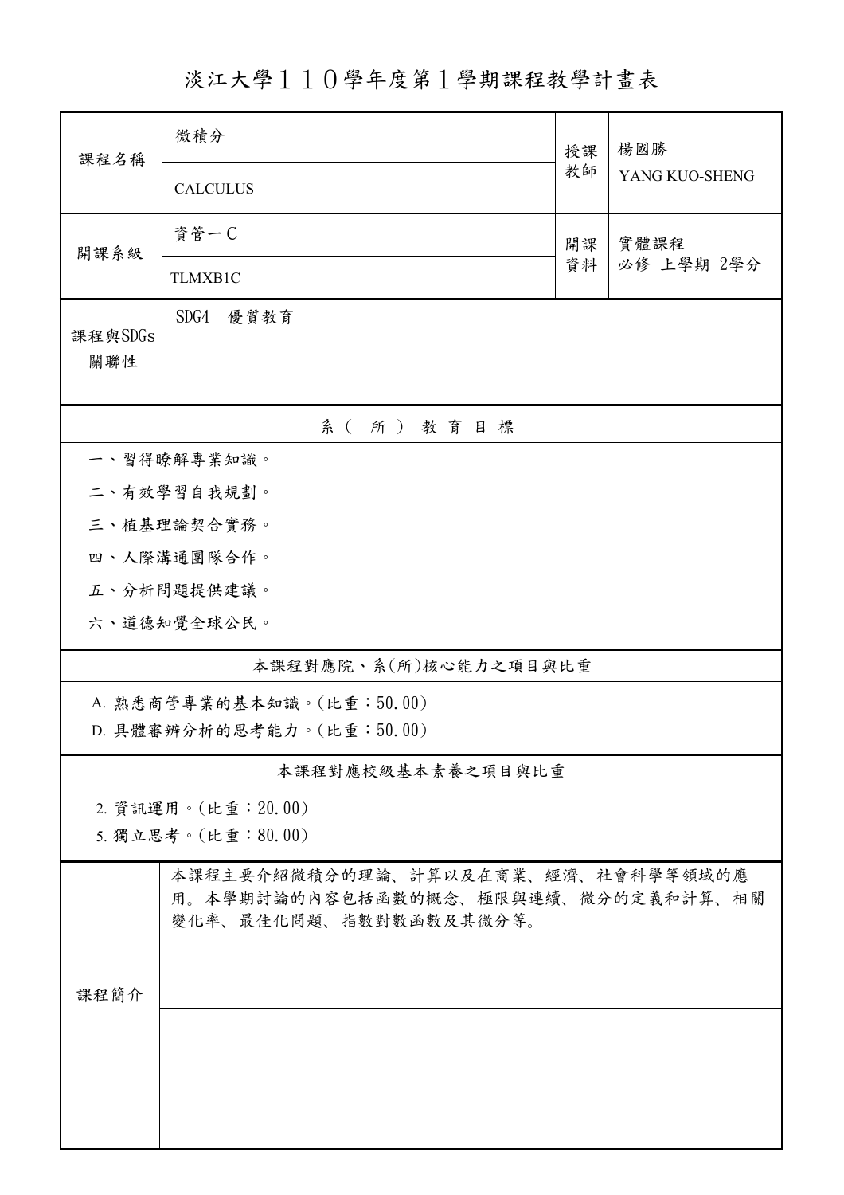# 淡江大學１１０學年度第１學期課程教學計畫表

| 課程名稱 | 微積分<br>CALCULUS | 授課教師 | 楊國勝<br>YANG KUO-SHENG |
| --- | --- | --- | --- |
| 開課系級 | 資管一Ｃ<br>TLMXB1C | 開課資料 | 實體課程<br>必修 上學期 2學分 |
| 課程與SDGs關聯性 | SDG4　優質教育 | | |

## 系（所）教育目標

一、習得瞭解專業知識。

二、有效學習自我規劃。

三、植基理論契合實務。

四、人際溝通團隊合作。

五、分析問題提供建議。

六、道德知覺全球公民。

## 本課程對應院、系(所)核心能力之項目與比重

A. 熟悉商管專業的基本知識。(比重：50.00)

D. 具體審辨分析的思考能力。(比重：50.00)

## 本課程對應校級基本素養之項目與比重

2. 資訊運用。(比重：20.00)

5. 獨立思考。(比重：80.00)

## 課程簡介

本課程主要介紹微積分的理論、計算以及在商業、經濟、社會科學等領域的應用。本學期討論的內容包括函數的概念、極限與連續、微分的定義和計算、相關變化率、最佳化問題、指數對數函數及其微分等。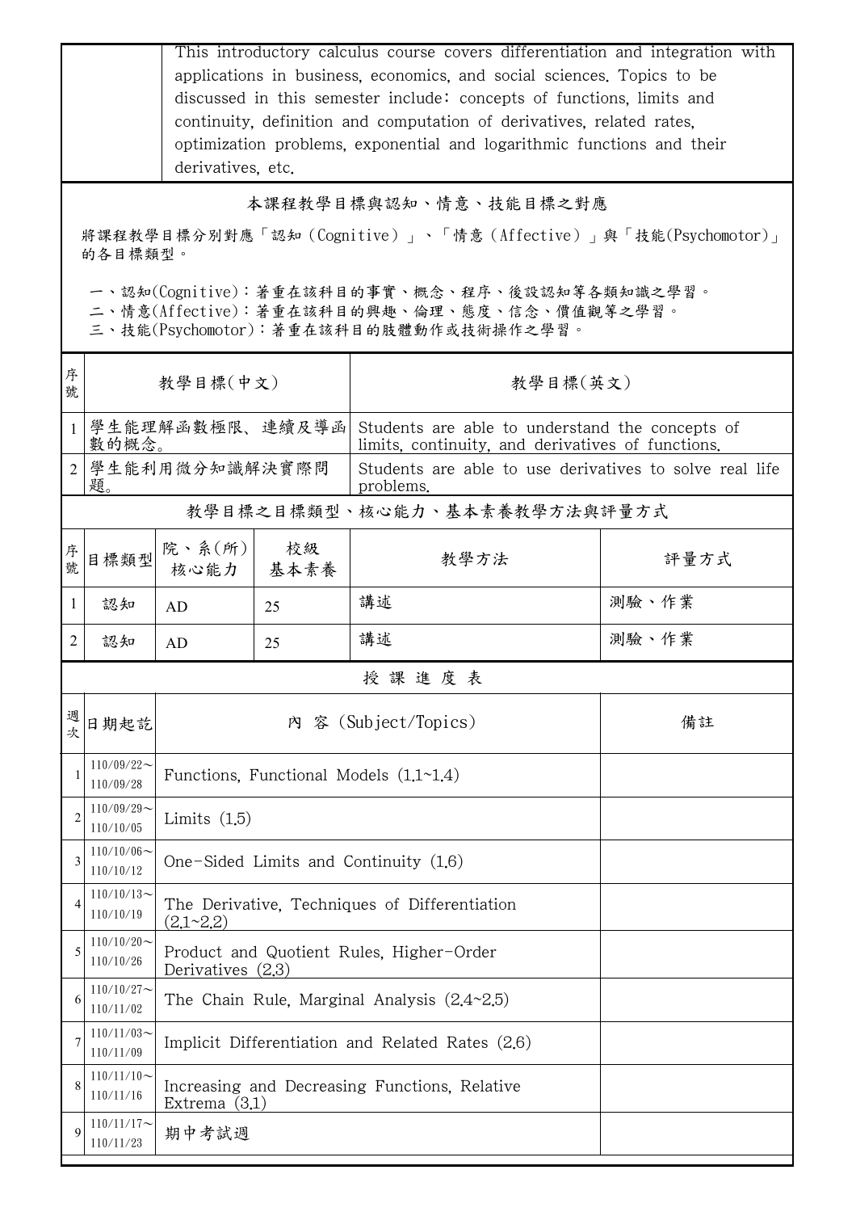| | This introductory calculus course covers differentiation and integration with applications in business, economics, and social sciences. Topics to be discussed in this semester include: concepts of functions, limits and continuity, definition and computation of derivatives, related rates, optimization problems, exponential and logarithmic functions and their derivatives, etc. |
|---|---|

## 本課程教學目標與認知、情意、技能目標之對應

將課程教學目標分別對應「認知（Cognitive）」、「情意（Affective）」與「技能(Psychomotor)」的各目標類型。

一、認知(Cognitive)：著重在該科目的事實、概念、程序、後設認知等各類知識之學習。
二、情意(Affective)：著重在該科目的興趣、倫理、態度、信念、價值觀等之學習。
三、技能(Psychomotor)：著重在該科目的肢體動作或技術操作之學習。

| 序號 | 教學目標(中文) | 教學目標(英文) |
|---|---|---|
| 1 | 學生能理解函數極限、連續及導函數的概念。 | Students are able to understand the concepts of limits, continuity, and derivatives of functions. |
| 2 | 學生能利用微分知識解決實際問題。 | Students are able to use derivatives to solve real life problems. |

## 教學目標之目標類型、核心能力、基本素養教學方法與評量方式

| 序號 | 目標類型 | 院、系(所)核心能力 | 校級基本素養 | 教學方法 | 評量方式 |
|---|---|---|---|---|---|
| 1 | 認知 | AD | 25 | 講述 | 測驗、作業 |
| 2 | 認知 | AD | 25 | 講述 | 測驗、作業 |

## 授課進度表

| 週次 | 日期起訖 | 內 容 (Subject/Topics) | 備註 |
|---|---|---|---|
| 1 | 110/09/22～110/09/28 | Functions, Functional Models (1.1~1.4) | |
| 2 | 110/09/29～110/10/05 | Limits (1.5) | |
| 3 | 110/10/06～110/10/12 | One-Sided Limits and Continuity (1.6) | |
| 4 | 110/10/13～110/10/19 | The Derivative, Techniques of Differentiation (2.1~2.2) | |
| 5 | 110/10/20～110/10/26 | Product and Quotient Rules, Higher-Order Derivatives (2.3) | |
| 6 | 110/10/27～110/11/02 | The Chain Rule, Marginal Analysis (2.4~2.5) | |
| 7 | 110/11/03～110/11/09 | Implicit Differentiation and Related Rates (2.6) | |
| 8 | 110/11/10～110/11/16 | Increasing and Decreasing Functions, Relative Extrema (3.1) | |
| 9 | 110/11/17～110/11/23 | 期中考試週 | |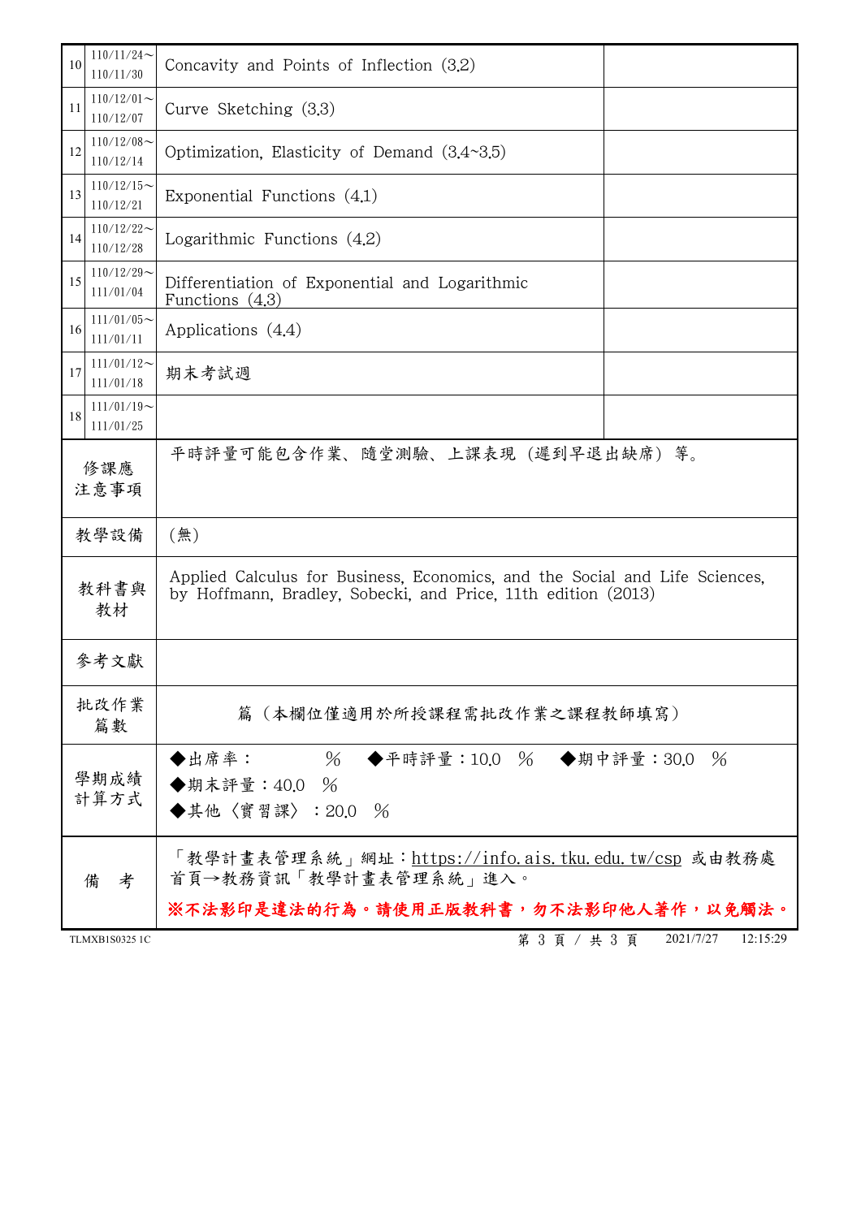| | | | |
|---|---|---|---|
| 10 | 110/11/24～<br>110/11/30 | Concavity and Points of Inflection (3.2) | |
| 11 | 110/12/01～<br>110/12/07 | Curve Sketching (3.3) | |
| 12 | 110/12/08～<br>110/12/14 | Optimization, Elasticity of Demand (3.4~3.5) | |
| 13 | 110/12/15～<br>110/12/21 | Exponential Functions (4.1) | |
| 14 | 110/12/22～<br>110/12/28 | Logarithmic Functions (4.2) | |
| 15 | 110/12/29～<br>111/01/04 | Differentiation of Exponential and Logarithmic Functions (4.3) | |
| 16 | 111/01/05～<br>111/01/11 | Applications (4.4) | |
| 17 | 111/01/12～<br>111/01/18 | 期末考試週 | |
| 18 | 111/01/19～<br>111/01/25 | | |

| | |
|---|---|
| 修課應注意事項 | 平時評量可能包含作業、隨堂測驗、上課表現（遲到早退出缺席）等。 |
| 教學設備 | (無) |
| 教科書與教材 | Applied Calculus for Business, Economics, and the Social and Life Sciences, by Hoffmann, Bradley, Sobecki, and Price, 11th edition (2013) |
| 參考文獻 | |
| 批改作業篇數 | 篇（本欄位僅適用於所授課程需批改作業之課程教師填寫） |
| 學期成績計算方式 | ◆出席率：　　％　◆平時評量：10.0 ％　◆期中評量：30.0 ％<br>◆期末評量：40.0 ％<br>◆其他〈實習課〉：20.0 ％ |
| 備　考 | 「教學計畫表管理系統」網址：https://info.ais.tku.edu.tw/csp 或由教務處首頁→教務資訊「教學計畫表管理系統」進入。<br>**※不法影印是違法的行為。請使用正版教科書，勿不法影印他人著作，以免觸法。** |

TLMXB1S0325 1C　　2021/7/27　12:15:29